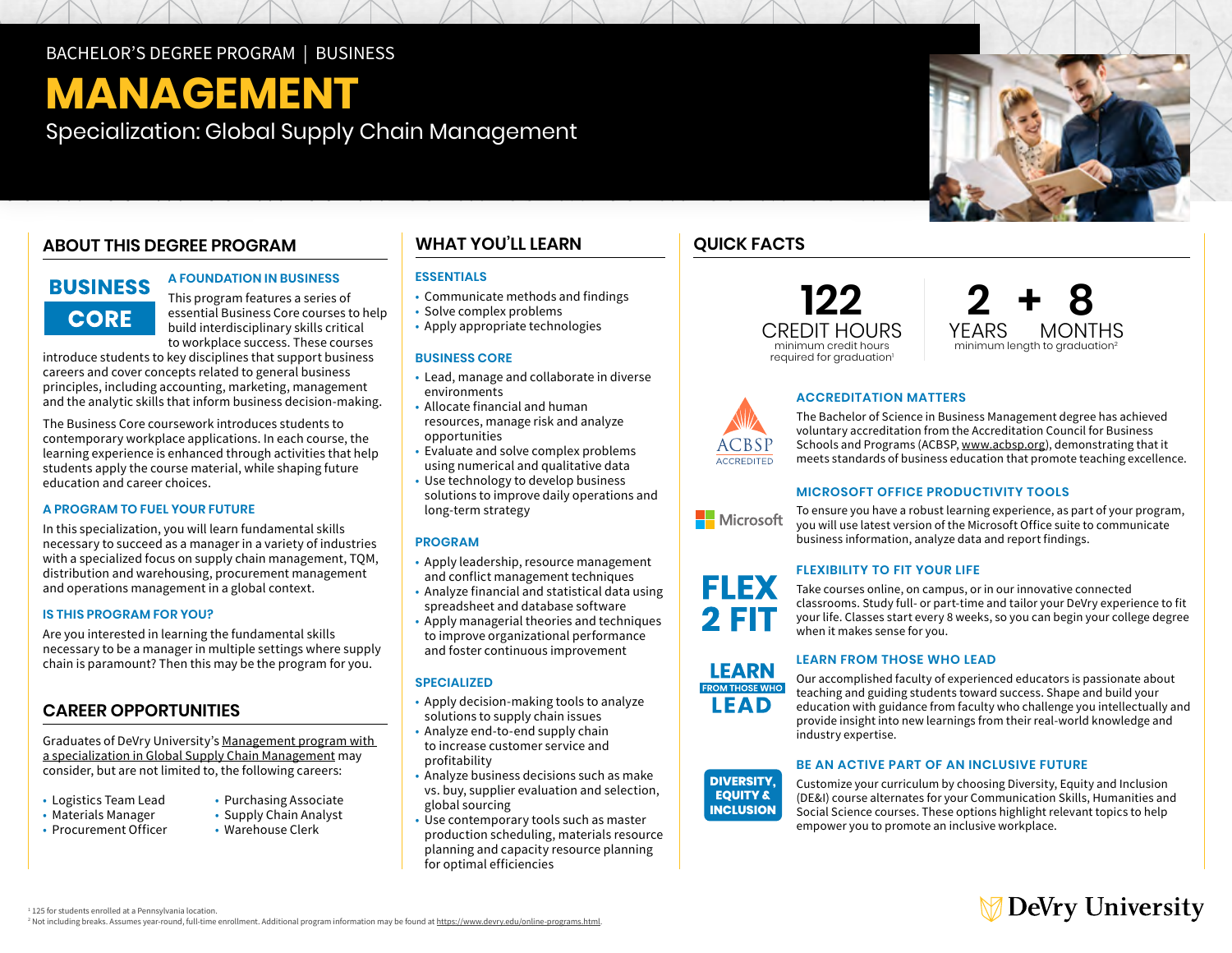BACHELOR'S DEGREE PROGRAM | BUSINESS

# MANAGEMENT

Specialization: Global Supply Chain Management

## ABOUT THIS DEGREE PROGRAM

**BUSINESS CORE**

### A FOUNDATION IN BUSINESS

This program features a series of essential Business Core courses to help build interdisciplinary skills critical to workplace success. These courses introduce students to key disciplines that support business careers and cover concepts related to general business principles, including accounting, marketing, management and the analytic skills that inform business decision-making.

The Business Core coursework introduces students to contemporary workplace applications. In each course, the learning experience is enhanced through activities that help students apply the course material, while shaping future education and career choices.

### A PROGRAM TO FUEL YOUR FUTURE

In this specialization, you will learn fundamental skills necessary to succeed as a manager in a variety of industries with a specialized focus on supply chain management, TQM, distribution and warehousing, procurement management and operations management in a global context.

### IS THIS PROGRAM FOR YOU?

Are you interested in learning the fundamental skills necessary to be a manager in multiple settings where supply chain is paramount? Then this may be the program for you.

## CAREER OPPORTUNITIES

Graduates of DeVry University's Management program with a specialization in Global Supply Chain Management may consider, but are not limited to, the following careers:

- Logistics Team Lead
- Materials Manager
- Procurement Officer
- Purchasing Associate
- Supply Chain Analyst
- Warehouse Clerk

## WHAT YOU'LL LEARN

### ESSENTIALS

- Communicate methods and findings
- Solve complex problems
- Apply appropriate technologies

### BUSINESS CORE

- Lead, manage and collaborate in diverse environments
- Allocate financial and human resources, manage risk and analyze opportunities
- Evaluate and solve complex problems using numerical and qualitative data
- Use technology to develop business solutions to improve daily operations and long-term strategy

### PROGRAM

- Apply leadership, resource management and conflict management techniques
- Analyze financial and statistical data using spreadsheet and database software
- Apply managerial theories and techniques to improve organizational performance and foster continuous improvement

### SPECIALIZED

- Apply decision-making tools to analyze solutions to supply chain issues
- Analyze end-to-end supply chain to increase customer service and profitability
- Analyze business decisions such as make vs. buy, supplier evaluation and selection, global sourcing
- Use contemporary tools such as master production scheduling, materials resource planning and capacity resource planning for optimal efficiencies

## QUICK FACTS

**122** CREDIT HOURS
minimum credit hours required for graduation[1]

**2** YEARS **+ 8** MONTHS
minimum length to graduation[2]

### ACCREDITATION MATTERS

ACBSP ACCREDITED

The Bachelor of Science in Business Management degree has achieved voluntary accreditation from the Accreditation Council for Business Schools and Programs (ACBSP, www.acbsp.org), demonstrating that it meets standards of business education that promote teaching excellence.

### MICROSOFT OFFICE PRODUCTIVITY TOOLS

To ensure you have a robust learning experience, as part of your program, you will use latest version of the Microsoft Office suite to communicate business information, analyze data and report findings.

### FLEXIBILITY TO FIT YOUR LIFE

**FLEX 2 FIT**

Take courses online, on campus, or in our innovative connected classrooms. Study full- or part-time and tailor your DeVry experience to fit your life. Classes start every 8 weeks, so you can begin your college degree when it makes sense for you.

### LEARN FROM THOSE WHO LEAD

Our accomplished faculty of experienced educators is passionate about teaching and guiding students toward success. Shape and build your education with guidance from faculty who challenge you intellectually and provide insight into new learnings from their real-world knowledge and industry expertise.

### BE AN ACTIVE PART OF AN INCLUSIVE FUTURE

**DIVERSITY, EQUITY & INCLUSION**

Customize your curriculum by choosing Diversity, Equity and Inclusion (DE&I) course alternates for your Communication Skills, Humanities and Social Science courses. These options highlight relevant topics to help empower you to promote an inclusive workplace.

[1] 125 for students enrolled at a Pennsylvania location.
[2] Not including breaks. Assumes year-round, full-time enrollment. Additional program information may be found at https://www.devry.edu/online-programs.html.

DeVry University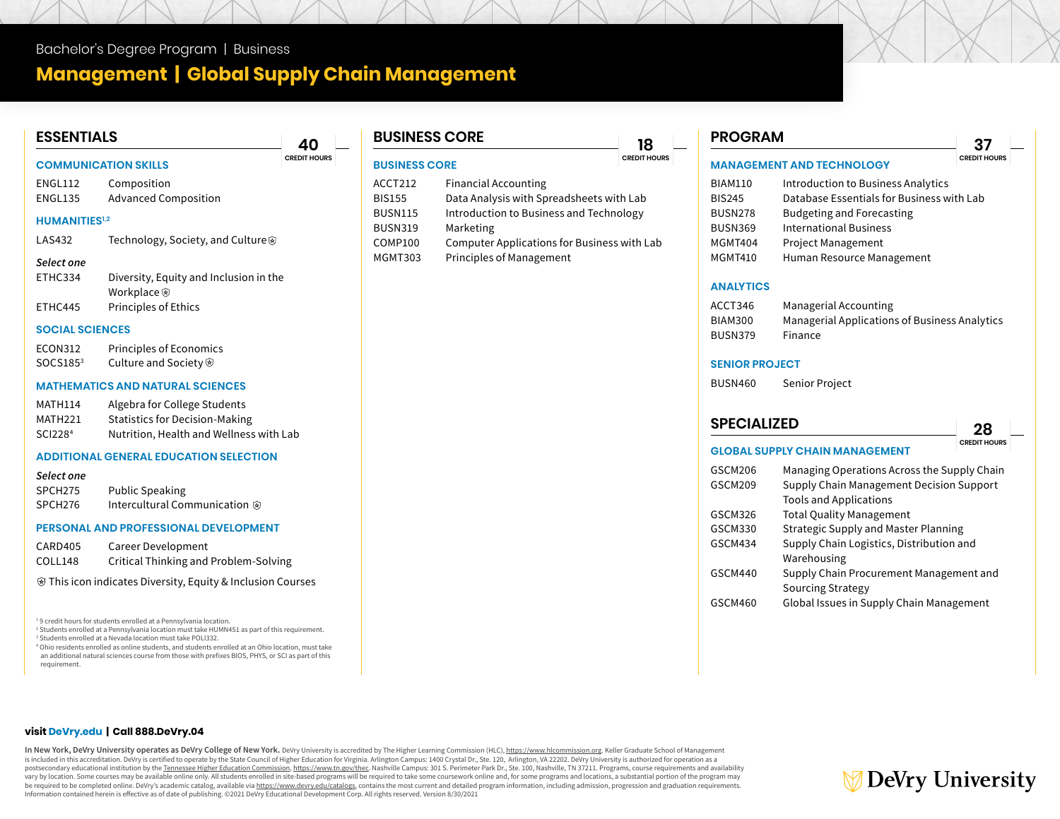Bachelor's Degree Program | Business

# Management | Global Supply Chain Management

## ESSENTIALS

**40** CREDIT HOURS

### COMMUNICATION SKILLS

| | |
|---|---|
| ENGL112 | Composition |
| ENGL135 | Advanced Composition |

### HUMANITIES[1,2]

| | |
|---|---|
| LAS432 | Technology, Society, and Culture ⚙ |

*Select one*

| | |
|---|---|
| ETHC334 | Diversity, Equity and Inclusion in the Workplace ⚙ |
| ETHC445 | Principles of Ethics |

### SOCIAL SCIENCES

| | |
|---|---|
| ECON312 | Principles of Economics |
| SOCS185[3] | Culture and Society ⚙ |

### MATHEMATICS AND NATURAL SCIENCES

| | |
|---|---|
| MATH114 | Algebra for College Students |
| MATH221 | Statistics for Decision-Making |
| SCI228[4] | Nutrition, Health and Wellness with Lab |

### ADDITIONAL GENERAL EDUCATION SELECTION

*Select one*

| | |
|---|---|
| SPCH275 | Public Speaking |
| SPCH276 | Intercultural Communication ⚙ |

### PERSONAL AND PROFESSIONAL DEVELOPMENT

| | |
|---|---|
| CARD405 | Career Development |
| COLL148 | Critical Thinking and Problem-Solving |

⚙ This icon indicates Diversity, Equity & Inclusion Courses

[1] 9 credit hours for students enrolled at a Pennsylvania location.
[2] Students enrolled at a Pennsylvania location must take HUMN451 as part of this requirement.
[3] Students enrolled at a Nevada location must take POLI332.
[4] Ohio residents enrolled as online students, and students enrolled at an Ohio location, must take an additional natural sciences course from those with prefixes BIOS, PHYS, or SCI as part of this requirement.

## BUSINESS CORE

**18** CREDIT HOURS

### BUSINESS CORE

| | |
|---|---|
| ACCT212 | Financial Accounting |
| BIS155 | Data Analysis with Spreadsheets with Lab |
| BUSN115 | Introduction to Business and Technology |
| BUSN319 | Marketing |
| COMP100 | Computer Applications for Business with Lab |
| MGMT303 | Principles of Management |

## PROGRAM

**37** CREDIT HOURS

### MANAGEMENT AND TECHNOLOGY

| | |
|---|---|
| BIAM110 | Introduction to Business Analytics |
| BIS245 | Database Essentials for Business with Lab |
| BUSN278 | Budgeting and Forecasting |
| BUSN369 | International Business |
| MGMT404 | Project Management |
| MGMT410 | Human Resource Management |

### ANALYTICS

| | |
|---|---|
| ACCT346 | Managerial Accounting |
| BIAM300 | Managerial Applications of Business Analytics |
| BUSN379 | Finance |

### SENIOR PROJECT

| | |
|---|---|
| BUSN460 | Senior Project |

## SPECIALIZED

**28** CREDIT HOURS

### GLOBAL SUPPLY CHAIN MANAGEMENT

| | |
|---|---|
| GSCM206 | Managing Operations Across the Supply Chain |
| GSCM209 | Supply Chain Management Decision Support Tools and Applications |
| GSCM326 | Total Quality Management |
| GSCM330 | Strategic Supply and Master Planning |
| GSCM434 | Supply Chain Logistics, Distribution and Warehousing |
| GSCM440 | Supply Chain Procurement Management and Sourcing Strategy |
| GSCM460 | Global Issues in Supply Chain Management |

**visit DeVry.edu | Call 888.DeVry.04**

**In New York, DeVry University operates as DeVry College of New York.** DeVry University is accredited by The Higher Learning Commission (HLC), https://www.hlcommission.org. Keller Graduate School of Management is included in this accreditation. DeVry is certified to operate by the State Council of Higher Education for Virginia. Arlington Campus: 1400 Crystal Dr., Ste. 120, Arlington, VA 22202. DeVry University is authorized for operation as a postsecondary educational institution by the Tennessee Higher Education Commission, https://www.tn.gov/thec. Nashville Campus: 301 S. Perimeter Park Dr., Ste. 100, Nashville, TN 37211. Programs, course requirements and availability vary by location. Some courses may be available online only. All students enrolled in site-based programs will be required to take some coursework online and, for some programs and locations, a substantial portion of the program may be required to be completed online. DeVry's academic catalog, available via https://www.devry.edu/catalogs, contains the most current and detailed program information, including admission, progression and graduation requirements. Information contained herein is effective as of date of publishing. ©2021 DeVry Educational Development Corp. All rights reserved. Version 8/30/2021

DeVry University